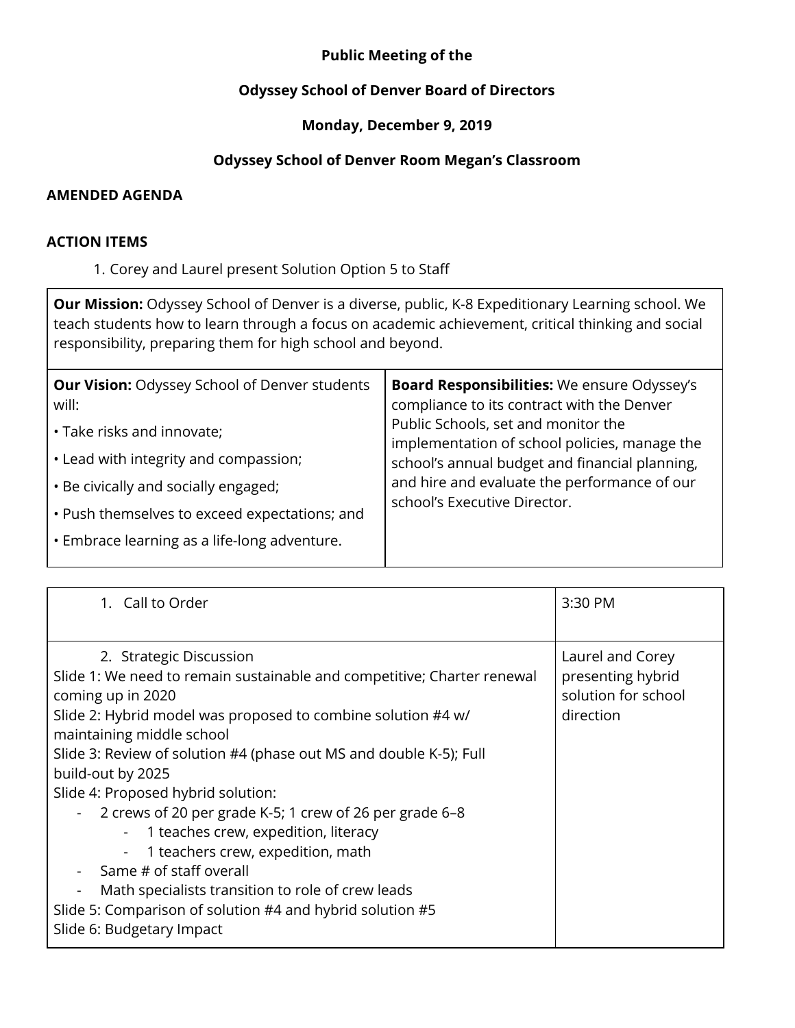**Public Meeting of the**

**Odyssey School of Denver Board of Directors**

**Monday, December 9, 2019**

**Odyssey School of Denver Room Megan's Classroom**

**AMENDED AGENDA**

**ACTION ITEMS**

1. Corey and Laurel present Solution Option 5 to Staff

| **Our Mission:** Odyssey School of Denver is a diverse, public, K-8 Expeditionary Learning school. We teach students how to learn through a focus on academic achievement, critical thinking and social responsibility, preparing them for high school and beyond. | |
|---|---|
| **Our Vision:** Odyssey School of Denver students will:<br>• Take risks and innovate;<br>• Lead with integrity and compassion;<br>• Be civically and socially engaged;<br>• Push themselves to exceed expectations; and<br>• Embrace learning as a life-long adventure. | **Board Responsibilities:** We ensure Odyssey's compliance to its contract with the Denver Public Schools, set and monitor the implementation of school policies, manage the school's annual budget and financial planning, and hire and evaluate the performance of our school's Executive Director. |

| Item | |
|---|---|
| 1. Call to Order | 3:30 PM |
| 2. Strategic Discussion<br>Slide 1: We need to remain sustainable and competitive; Charter renewal coming up in 2020<br>Slide 2: Hybrid model was proposed to combine solution #4 w/ maintaining middle school<br>Slide 3: Review of solution #4 (phase out MS and double K-5); Full build-out by 2025<br>Slide 4: Proposed hybrid solution:<br>- 2 crews of 20 per grade K-5; 1 crew of 26 per grade 6–8<br>&nbsp;&nbsp;&nbsp;&nbsp;- 1 teaches crew, expedition, literacy<br>&nbsp;&nbsp;&nbsp;&nbsp;- 1 teachers crew, expedition, math<br>- Same # of staff overall<br>- Math specialists transition to role of crew leads<br>Slide 5: Comparison of solution #4 and hybrid solution #5<br>Slide 6: Budgetary Impact | Laurel and Corey presenting hybrid solution for school direction |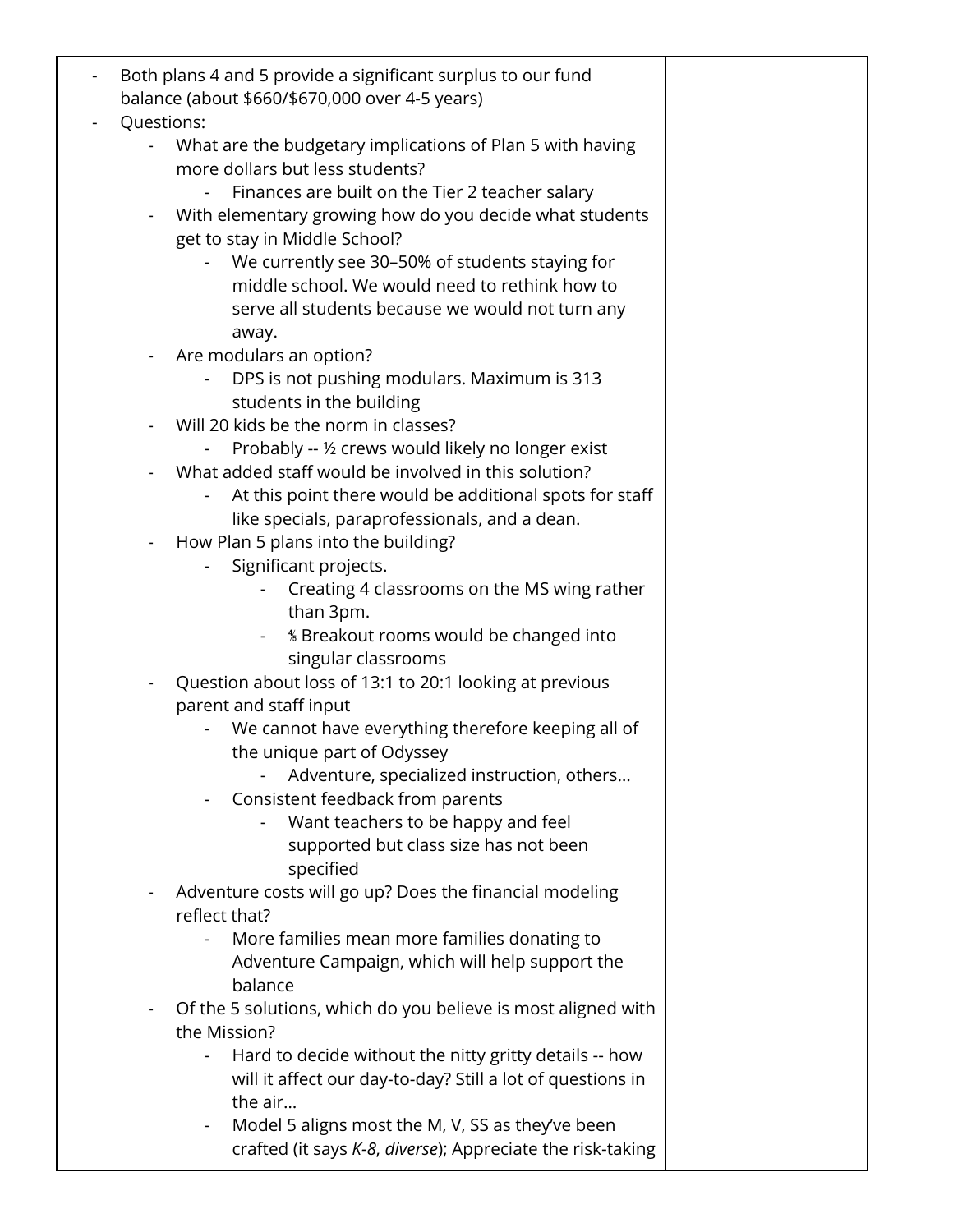- Both plans 4 and 5 provide a significant surplus to our fund balance (about $660/$670,000 over 4-5 years)
- Questions:
  - What are the budgetary implications of Plan 5 with having more dollars but less students?
    - Finances are built on the Tier 2 teacher salary
  - With elementary growing how do you decide what students get to stay in Middle School?
    - We currently see 30–50% of students staying for middle school. We would need to rethink how to serve all students because we would not turn any away.
  - Are modulars an option?
    - DPS is not pushing modulars. Maximum is 313 students in the building
  - Will 20 kids be the norm in classes?
    - Probably -- ½ crews would likely no longer exist
  - What added staff would be involved in this solution?
    - At this point there would be additional spots for staff like specials, paraprofessionals, and a dean.
  - How Plan 5 plans into the building?
    - Significant projects.
      - Creating 4 classrooms on the MS wing rather than 3pm.
      - ⅝ Breakout rooms would be changed into singular classrooms
  - Question about loss of 13:1 to 20:1 looking at previous parent and staff input
    - We cannot have everything therefore keeping all of the unique part of Odyssey
      - Adventure, specialized instruction, others…
    - Consistent feedback from parents
      - Want teachers to be happy and feel supported but class size has not been specified
  - Adventure costs will go up? Does the financial modeling reflect that?
    - More families mean more families donating to Adventure Campaign, which will help support the balance
  - Of the 5 solutions, which do you believe is most aligned with the Mission?
    - Hard to decide without the nitty gritty details -- how will it affect our day-to-day? Still a lot of questions in the air…
    - Model 5 aligns most the M, V, SS as they've been crafted (it says *K-8*, *diverse*); Appreciate the risk-taking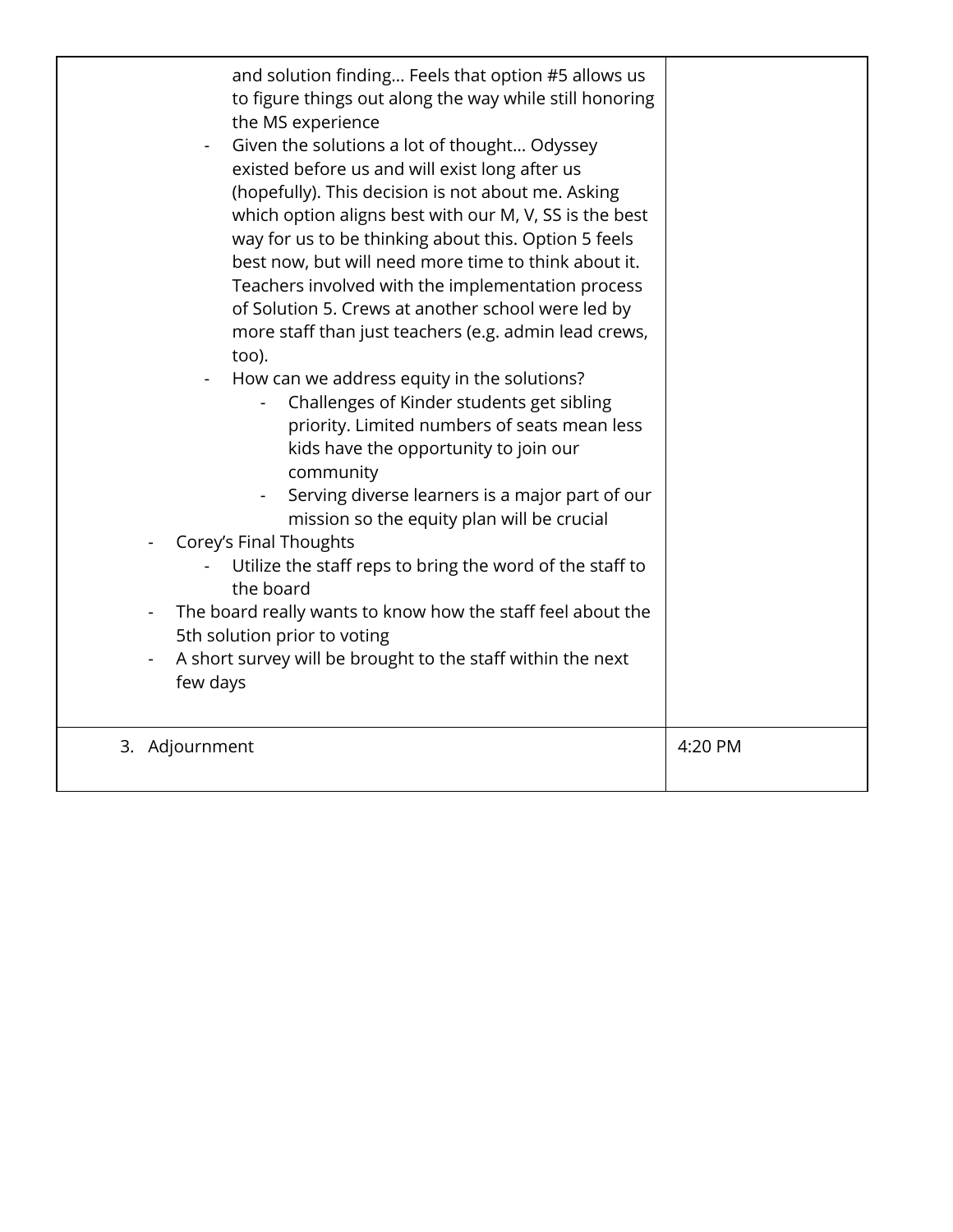| | |
|---|---|
| and solution finding… Feels that option #5 allows us to figure things out along the way while still honoring the MS experience<br>- Given the solutions a lot of thought… Odyssey existed before us and will exist long after us (hopefully). This decision is not about me. Asking which option aligns best with our M, V, SS is the best way for us to be thinking about this. Option 5 feels best now, but will need more time to think about it. Teachers involved with the implementation process of Solution 5. Crews at another school were led by more staff than just teachers (e.g. admin lead crews, too).<br>- How can we address equity in the solutions?<br>&nbsp;&nbsp;&nbsp;&nbsp;- Challenges of Kinder students get sibling priority. Limited numbers of seats mean less kids have the opportunity to join our community<br>&nbsp;&nbsp;&nbsp;&nbsp;- Serving diverse learners is a major part of our mission so the equity plan will be crucial<br>- Corey's Final Thoughts<br>&nbsp;&nbsp;&nbsp;&nbsp;- Utilize the staff reps to bring the word of the staff to the board<br>- The board really wants to know how the staff feel about the 5th solution prior to voting<br>- A short survey will be brought to the staff within the next few days | |
| 3. Adjournment | 4:20 PM |